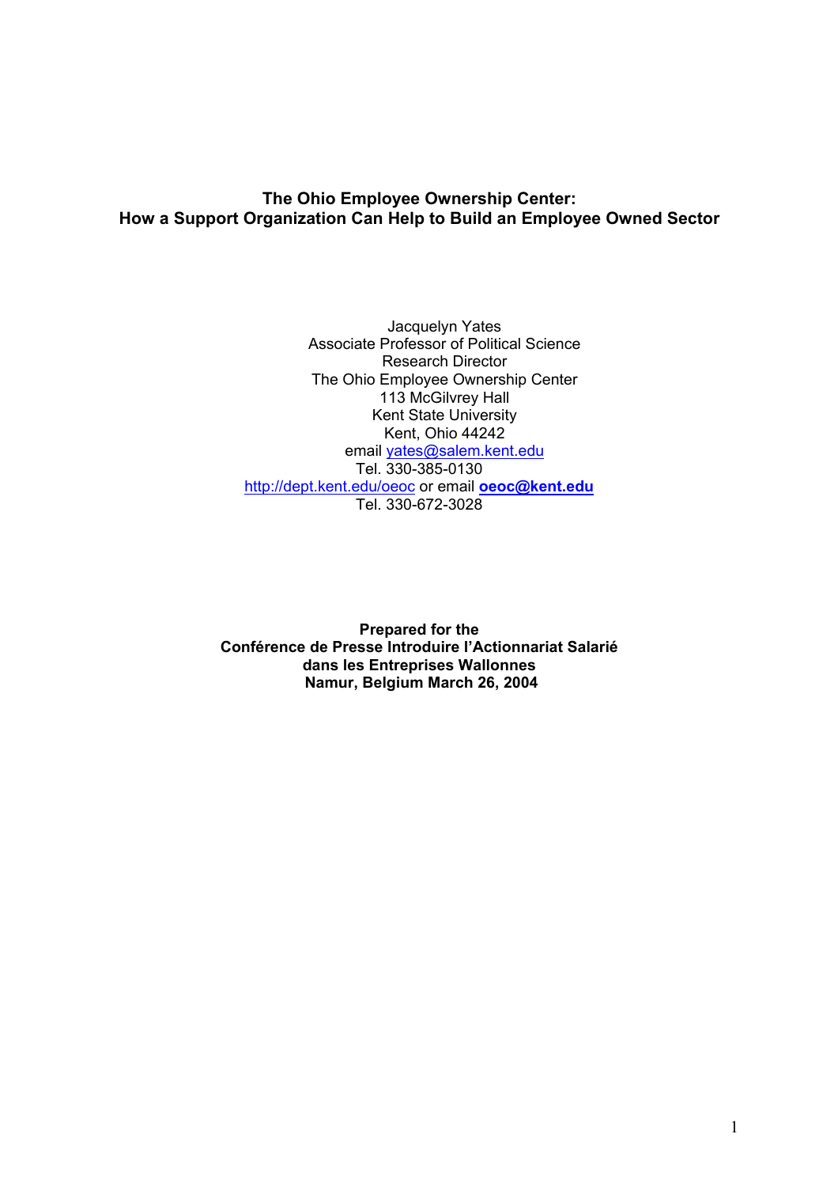# The Ohio Employee Ownership Center:
# How a Support Organization Can Help to Build an Employee Owned Sector

Jacquelyn Yates
Associate Professor of Political Science
Research Director
The Ohio Employee Ownership Center
113 McGilvrey Hall
Kent State University
Kent, Ohio 44242
email yates@salem.kent.edu
Tel. 330-385-0130
http://dept.kent.edu/oeoc or email **oeoc@kent.edu**
Tel. 330-672-3028

**Prepared for the**
**Conférence de Presse Introduire l'Actionnariat Salarié**
**dans les Entreprises Wallonnes**
**Namur, Belgium March 26, 2004**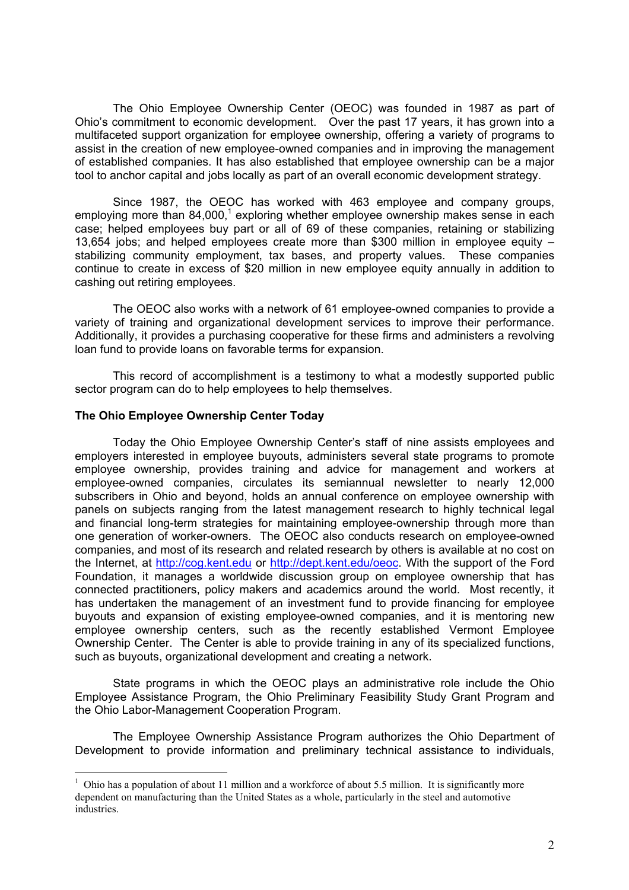The Ohio Employee Ownership Center (OEOC) was founded in 1987 as part of Ohio's commitment to economic development. Over the past 17 years, it has grown into a multifaceted support organization for employee ownership, offering a variety of programs to assist in the creation of new employee-owned companies and in improving the management of established companies. It has also established that employee ownership can be a major tool to anchor capital and jobs locally as part of an overall economic development strategy.

Since 1987, the OEOC has worked with 463 employee and company groups, employing more than 84,000,[1] exploring whether employee ownership makes sense in each case; helped employees buy part or all of 69 of these companies, retaining or stabilizing 13,654 jobs; and helped employees create more than $300 million in employee equity – stabilizing community employment, tax bases, and property values. These companies continue to create in excess of $20 million in new employee equity annually in addition to cashing out retiring employees.

The OEOC also works with a network of 61 employee-owned companies to provide a variety of training and organizational development services to improve their performance. Additionally, it provides a purchasing cooperative for these firms and administers a revolving loan fund to provide loans on favorable terms for expansion.

This record of accomplishment is a testimony to what a modestly supported public sector program can do to help employees to help themselves.

**The Ohio Employee Ownership Center Today**

Today the Ohio Employee Ownership Center's staff of nine assists employees and employers interested in employee buyouts, administers several state programs to promote employee ownership, provides training and advice for management and workers at employee-owned companies, circulates its semiannual newsletter to nearly 12,000 subscribers in Ohio and beyond, holds an annual conference on employee ownership with panels on subjects ranging from the latest management research to highly technical legal and financial long-term strategies for maintaining employee-ownership through more than one generation of worker-owners. The OEOC also conducts research on employee-owned companies, and most of its research and related research by others is available at no cost on the Internet, at http://cog.kent.edu or http://dept.kent.edu/oeoc. With the support of the Ford Foundation, it manages a worldwide discussion group on employee ownership that has connected practitioners, policy makers and academics around the world. Most recently, it has undertaken the management of an investment fund to provide financing for employee buyouts and expansion of existing employee-owned companies, and it is mentoring new employee ownership centers, such as the recently established Vermont Employee Ownership Center. The Center is able to provide training in any of its specialized functions, such as buyouts, organizational development and creating a network.

State programs in which the OEOC plays an administrative role include the Ohio Employee Assistance Program, the Ohio Preliminary Feasibility Study Grant Program and the Ohio Labor-Management Cooperation Program.

The Employee Ownership Assistance Program authorizes the Ohio Department of Development to provide information and preliminary technical assistance to individuals,

---

[1] Ohio has a population of about 11 million and a workforce of about 5.5 million. It is significantly more dependent on manufacturing than the United States as a whole, particularly in the steel and automotive industries.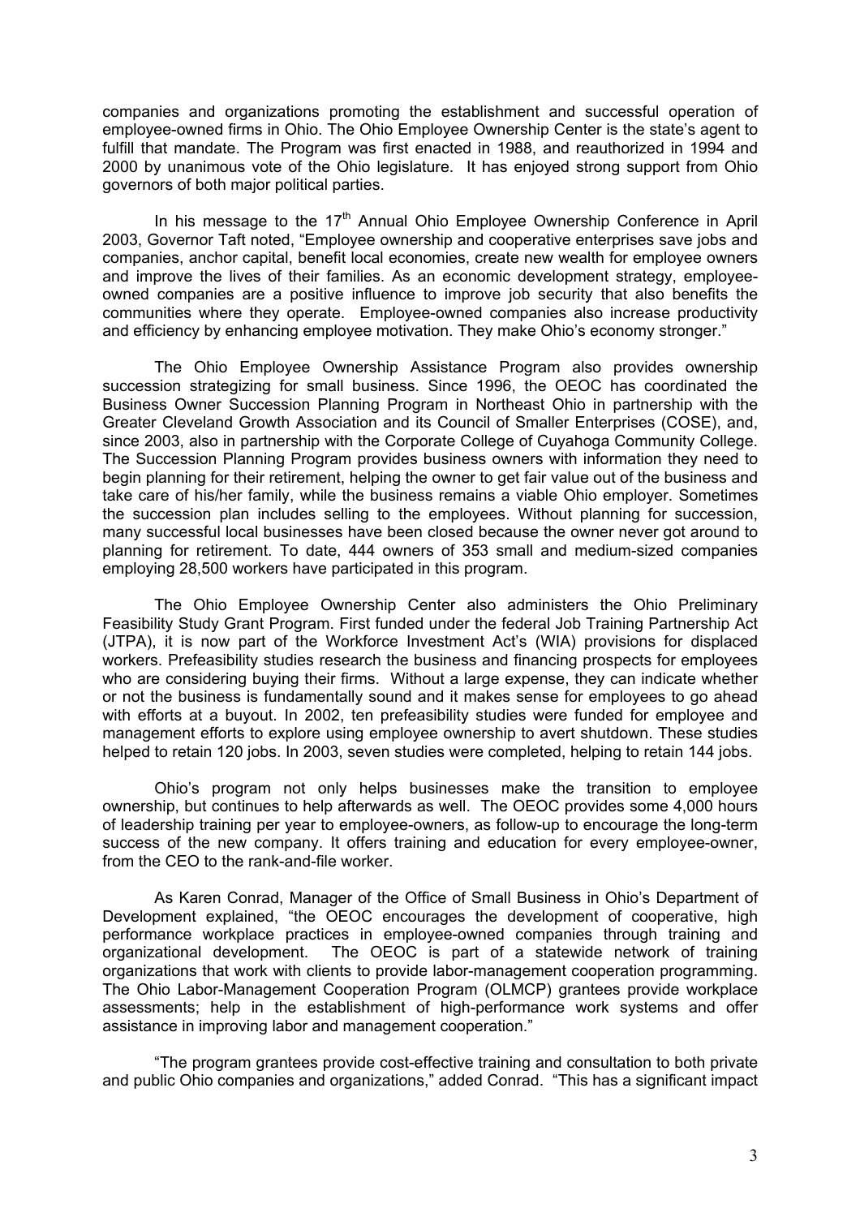companies and organizations promoting the establishment and successful operation of employee-owned firms in Ohio. The Ohio Employee Ownership Center is the state's agent to fulfill that mandate. The Program was first enacted in 1988, and reauthorized in 1994 and 2000 by unanimous vote of the Ohio legislature. It has enjoyed strong support from Ohio governors of both major political parties.

In his message to the 17th Annual Ohio Employee Ownership Conference in April 2003, Governor Taft noted, "Employee ownership and cooperative enterprises save jobs and companies, anchor capital, benefit local economies, create new wealth for employee owners and improve the lives of their families. As an economic development strategy, employee-owned companies are a positive influence to improve job security that also benefits the communities where they operate. Employee-owned companies also increase productivity and efficiency by enhancing employee motivation. They make Ohio's economy stronger."

The Ohio Employee Ownership Assistance Program also provides ownership succession strategizing for small business. Since 1996, the OEOC has coordinated the Business Owner Succession Planning Program in Northeast Ohio in partnership with the Greater Cleveland Growth Association and its Council of Smaller Enterprises (COSE), and, since 2003, also in partnership with the Corporate College of Cuyahoga Community College. The Succession Planning Program provides business owners with information they need to begin planning for their retirement, helping the owner to get fair value out of the business and take care of his/her family, while the business remains a viable Ohio employer. Sometimes the succession plan includes selling to the employees. Without planning for succession, many successful local businesses have been closed because the owner never got around to planning for retirement. To date, 444 owners of 353 small and medium-sized companies employing 28,500 workers have participated in this program.

The Ohio Employee Ownership Center also administers the Ohio Preliminary Feasibility Study Grant Program. First funded under the federal Job Training Partnership Act (JTPA), it is now part of the Workforce Investment Act's (WIA) provisions for displaced workers. Prefeasibility studies research the business and financing prospects for employees who are considering buying their firms. Without a large expense, they can indicate whether or not the business is fundamentally sound and it makes sense for employees to go ahead with efforts at a buyout. In 2002, ten prefeasibility studies were funded for employee and management efforts to explore using employee ownership to avert shutdown. These studies helped to retain 120 jobs. In 2003, seven studies were completed, helping to retain 144 jobs.

Ohio's program not only helps businesses make the transition to employee ownership, but continues to help afterwards as well. The OEOC provides some 4,000 hours of leadership training per year to employee-owners, as follow-up to encourage the long-term success of the new company. It offers training and education for every employee-owner, from the CEO to the rank-and-file worker.

As Karen Conrad, Manager of the Office of Small Business in Ohio's Department of Development explained, "the OEOC encourages the development of cooperative, high performance workplace practices in employee-owned companies through training and organizational development. The OEOC is part of a statewide network of training organizations that work with clients to provide labor-management cooperation programming. The Ohio Labor-Management Cooperation Program (OLMCP) grantees provide workplace assessments; help in the establishment of high-performance work systems and offer assistance in improving labor and management cooperation."

"The program grantees provide cost-effective training and consultation to both private and public Ohio companies and organizations," added Conrad. "This has a significant impact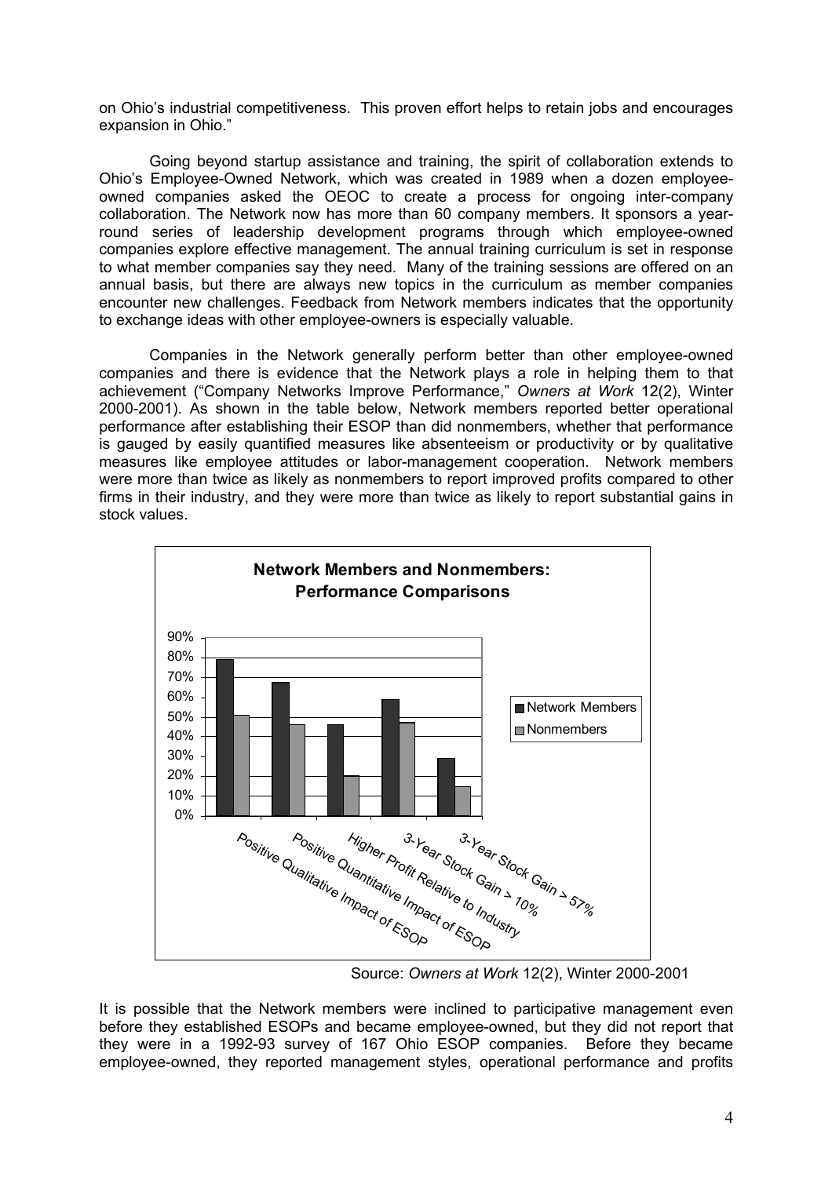on Ohio's industrial competitiveness. This proven effort helps to retain jobs and encourages expansion in Ohio."

Going beyond startup assistance and training, the spirit of collaboration extends to Ohio's Employee-Owned Network, which was created in 1989 when a dozen employee-owned companies asked the OEOC to create a process for ongoing inter-company collaboration. The Network now has more than 60 company members. It sponsors a year-round series of leadership development programs through which employee-owned companies explore effective management. The annual training curriculum is set in response to what member companies say they need. Many of the training sessions are offered on an annual basis, but there are always new topics in the curriculum as member companies encounter new challenges. Feedback from Network members indicates that the opportunity to exchange ideas with other employee-owners is especially valuable.

Companies in the Network generally perform better than other employee-owned companies and there is evidence that the Network plays a role in helping them to that achievement ("Company Networks Improve Performance," *Owners at Work* 12(2), Winter 2000-2001). As shown in the table below, Network members reported better operational performance after establishing their ESOP than did nonmembers, whether that performance is gauged by easily quantified measures like absenteeism or productivity or by qualitative measures like employee attitudes or labor-management cooperation. Network members were more than twice as likely as nonmembers to report improved profits compared to other firms in their industry, and they were more than twice as likely to report substantial gains in stock values.

**Network Members and Nonmembers: Performance Comparisons**

Source: *Owners at Work* 12(2), Winter 2000-2001

It is possible that the Network members were inclined to participative management even before they established ESOPs and became employee-owned, but they did not report that they were in a 1992-93 survey of 167 Ohio ESOP companies. Before they became employee-owned, they reported management styles, operational performance and profits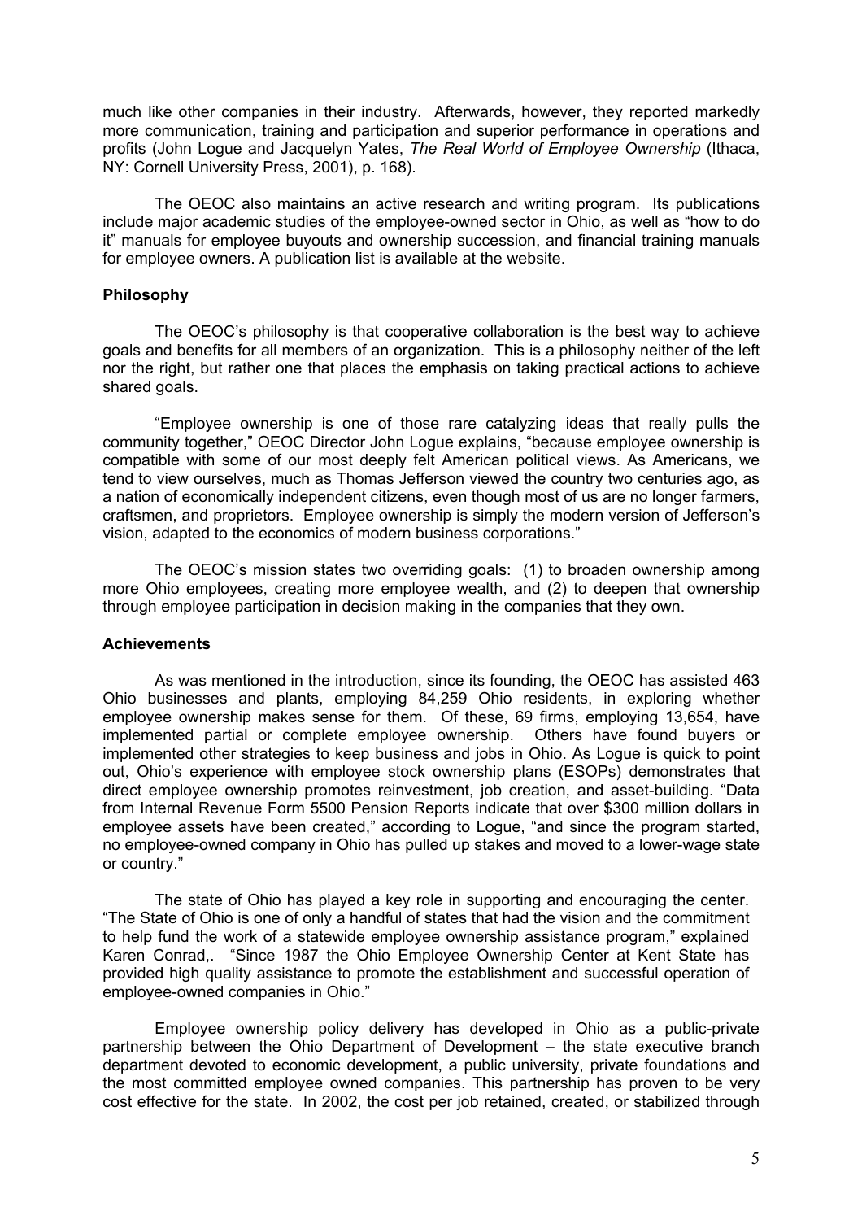much like other companies in their industry. Afterwards, however, they reported markedly more communication, training and participation and superior performance in operations and profits (John Logue and Jacquelyn Yates, *The Real World of Employee Ownership* (Ithaca, NY: Cornell University Press, 2001), p. 168).

The OEOC also maintains an active research and writing program. Its publications include major academic studies of the employee-owned sector in Ohio, as well as "how to do it" manuals for employee buyouts and ownership succession, and financial training manuals for employee owners. A publication list is available at the website.

**Philosophy**

The OEOC's philosophy is that cooperative collaboration is the best way to achieve goals and benefits for all members of an organization. This is a philosophy neither of the left nor the right, but rather one that places the emphasis on taking practical actions to achieve shared goals.

"Employee ownership is one of those rare catalyzing ideas that really pulls the community together," OEOC Director John Logue explains, "because employee ownership is compatible with some of our most deeply felt American political views. As Americans, we tend to view ourselves, much as Thomas Jefferson viewed the country two centuries ago, as a nation of economically independent citizens, even though most of us are no longer farmers, craftsmen, and proprietors. Employee ownership is simply the modern version of Jefferson's vision, adapted to the economics of modern business corporations."

The OEOC's mission states two overriding goals: (1) to broaden ownership among more Ohio employees, creating more employee wealth, and (2) to deepen that ownership through employee participation in decision making in the companies that they own.

**Achievements**

As was mentioned in the introduction, since its founding, the OEOC has assisted 463 Ohio businesses and plants, employing 84,259 Ohio residents, in exploring whether employee ownership makes sense for them. Of these, 69 firms, employing 13,654, have implemented partial or complete employee ownership. Others have found buyers or implemented other strategies to keep business and jobs in Ohio. As Logue is quick to point out, Ohio's experience with employee stock ownership plans (ESOPs) demonstrates that direct employee ownership promotes reinvestment, job creation, and asset-building. "Data from Internal Revenue Form 5500 Pension Reports indicate that over $300 million dollars in employee assets have been created," according to Logue, "and since the program started, no employee-owned company in Ohio has pulled up stakes and moved to a lower-wage state or country."

The state of Ohio has played a key role in supporting and encouraging the center. "The State of Ohio is one of only a handful of states that had the vision and the commitment to help fund the work of a statewide employee ownership assistance program," explained Karen Conrad,. "Since 1987 the Ohio Employee Ownership Center at Kent State has provided high quality assistance to promote the establishment and successful operation of employee-owned companies in Ohio."

Employee ownership policy delivery has developed in Ohio as a public-private partnership between the Ohio Department of Development – the state executive branch department devoted to economic development, a public university, private foundations and the most committed employee owned companies. This partnership has proven to be very cost effective for the state. In 2002, the cost per job retained, created, or stabilized through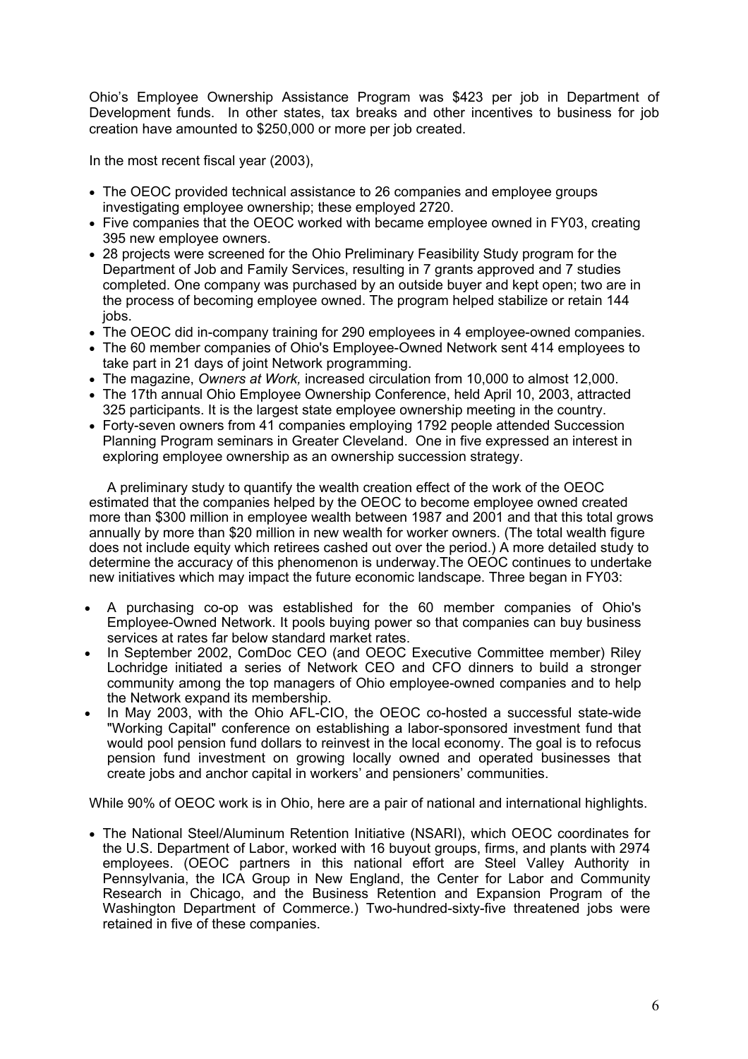Ohio's Employee Ownership Assistance Program was $423 per job in Department of Development funds. In other states, tax breaks and other incentives to business for job creation have amounted to $250,000 or more per job created.

In the most recent fiscal year (2003),

- The OEOC provided technical assistance to 26 companies and employee groups investigating employee ownership; these employed 2720.
- Five companies that the OEOC worked with became employee owned in FY03, creating 395 new employee owners.
- 28 projects were screened for the Ohio Preliminary Feasibility Study program for the Department of Job and Family Services, resulting in 7 grants approved and 7 studies completed. One company was purchased by an outside buyer and kept open; two are in the process of becoming employee owned. The program helped stabilize or retain 144 jobs.
- The OEOC did in-company training for 290 employees in 4 employee-owned companies.
- The 60 member companies of Ohio's Employee-Owned Network sent 414 employees to take part in 21 days of joint Network programming.
- The magazine, *Owners at Work,* increased circulation from 10,000 to almost 12,000.
- The 17th annual Ohio Employee Ownership Conference, held April 10, 2003, attracted 325 participants. It is the largest state employee ownership meeting in the country.
- Forty-seven owners from 41 companies employing 1792 people attended Succession Planning Program seminars in Greater Cleveland. One in five expressed an interest in exploring employee ownership as an ownership succession strategy.

A preliminary study to quantify the wealth creation effect of the work of the OEOC estimated that the companies helped by the OEOC to become employee owned created more than $300 million in employee wealth between 1987 and 2001 and that this total grows annually by more than $20 million in new wealth for worker owners. (The total wealth figure does not include equity which retirees cashed out over the period.) A more detailed study to determine the accuracy of this phenomenon is underway.The OEOC continues to undertake new initiatives which may impact the future economic landscape. Three began in FY03:

- A purchasing co-op was established for the 60 member companies of Ohio's Employee-Owned Network. It pools buying power so that companies can buy business services at rates far below standard market rates.
- In September 2002, ComDoc CEO (and OEOC Executive Committee member) Riley Lochridge initiated a series of Network CEO and CFO dinners to build a stronger community among the top managers of Ohio employee-owned companies and to help the Network expand its membership.
- In May 2003, with the Ohio AFL-CIO, the OEOC co-hosted a successful state-wide "Working Capital" conference on establishing a labor-sponsored investment fund that would pool pension fund dollars to reinvest in the local economy. The goal is to refocus pension fund investment on growing locally owned and operated businesses that create jobs and anchor capital in workers' and pensioners' communities.

While 90% of OEOC work is in Ohio, here are a pair of national and international highlights.

- The National Steel/Aluminum Retention Initiative (NSARI), which OEOC coordinates for the U.S. Department of Labor, worked with 16 buyout groups, firms, and plants with 2974 employees. (OEOC partners in this national effort are Steel Valley Authority in Pennsylvania, the ICA Group in New England, the Center for Labor and Community Research in Chicago, and the Business Retention and Expansion Program of the Washington Department of Commerce.) Two-hundred-sixty-five threatened jobs were retained in five of these companies.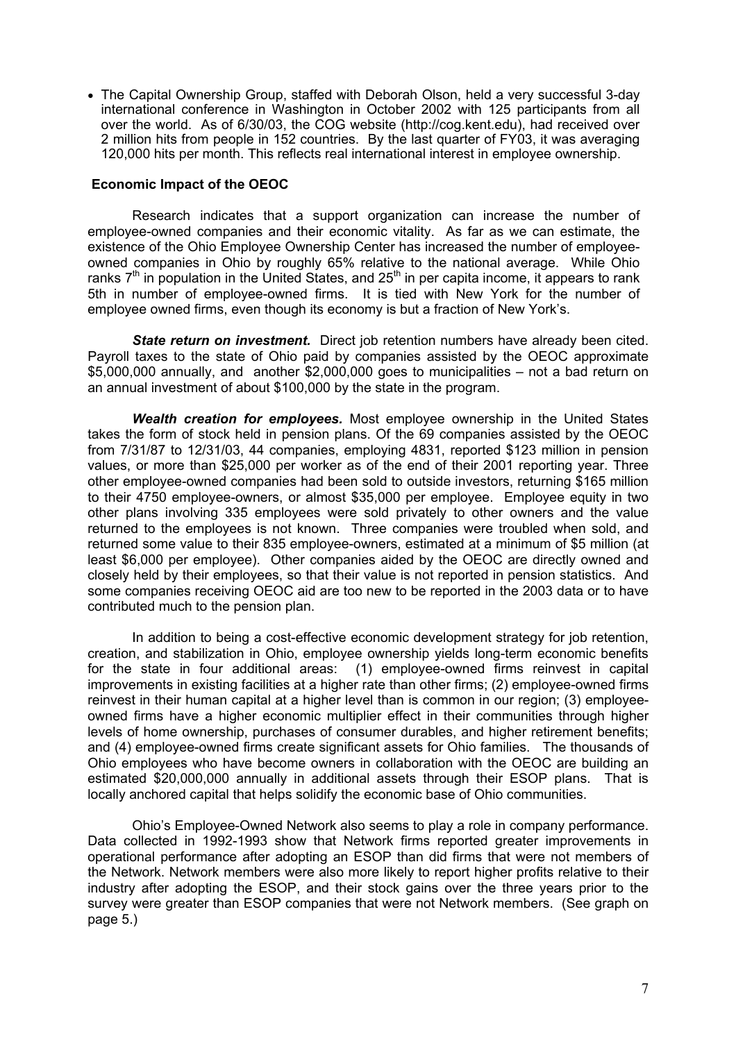- The Capital Ownership Group, staffed with Deborah Olson, held a very successful 3-day international conference in Washington in October 2002 with 125 participants from all over the world. As of 6/30/03, the COG website (http://cog.kent.edu), had received over 2 million hits from people in 152 countries. By the last quarter of FY03, it was averaging 120,000 hits per month. This reflects real international interest in employee ownership.

**Economic Impact of the OEOC**

Research indicates that a support organization can increase the number of employee-owned companies and their economic vitality. As far as we can estimate, the existence of the Ohio Employee Ownership Center has increased the number of employee-owned companies in Ohio by roughly 65% relative to the national average. While Ohio ranks 7th in population in the United States, and 25th in per capita income, it appears to rank 5th in number of employee-owned firms. It is tied with New York for the number of employee owned firms, even though its economy is but a fraction of New York's.

***State return on investment.*** Direct job retention numbers have already been cited. Payroll taxes to the state of Ohio paid by companies assisted by the OEOC approximate $5,000,000 annually, and another $2,000,000 goes to municipalities – not a bad return on an annual investment of about $100,000 by the state in the program.

***Wealth creation for employees.*** Most employee ownership in the United States takes the form of stock held in pension plans. Of the 69 companies assisted by the OEOC from 7/31/87 to 12/31/03, 44 companies, employing 4831, reported $123 million in pension values, or more than $25,000 per worker as of the end of their 2001 reporting year. Three other employee-owned companies had been sold to outside investors, returning $165 million to their 4750 employee-owners, or almost $35,000 per employee. Employee equity in two other plans involving 335 employees were sold privately to other owners and the value returned to the employees is not known. Three companies were troubled when sold, and returned some value to their 835 employee-owners, estimated at a minimum of $5 million (at least $6,000 per employee). Other companies aided by the OEOC are directly owned and closely held by their employees, so that their value is not reported in pension statistics. And some companies receiving OEOC aid are too new to be reported in the 2003 data or to have contributed much to the pension plan.

In addition to being a cost-effective economic development strategy for job retention, creation, and stabilization in Ohio, employee ownership yields long-term economic benefits for the state in four additional areas: (1) employee-owned firms reinvest in capital improvements in existing facilities at a higher rate than other firms; (2) employee-owned firms reinvest in their human capital at a higher level than is common in our region; (3) employee-owned firms have a higher economic multiplier effect in their communities through higher levels of home ownership, purchases of consumer durables, and higher retirement benefits; and (4) employee-owned firms create significant assets for Ohio families. The thousands of Ohio employees who have become owners in collaboration with the OEOC are building an estimated $20,000,000 annually in additional assets through their ESOP plans. That is locally anchored capital that helps solidify the economic base of Ohio communities.

Ohio's Employee-Owned Network also seems to play a role in company performance. Data collected in 1992-1993 show that Network firms reported greater improvements in operational performance after adopting an ESOP than did firms that were not members of the Network. Network members were also more likely to report higher profits relative to their industry after adopting the ESOP, and their stock gains over the three years prior to the survey were greater than ESOP companies that were not Network members. (See graph on page 5.)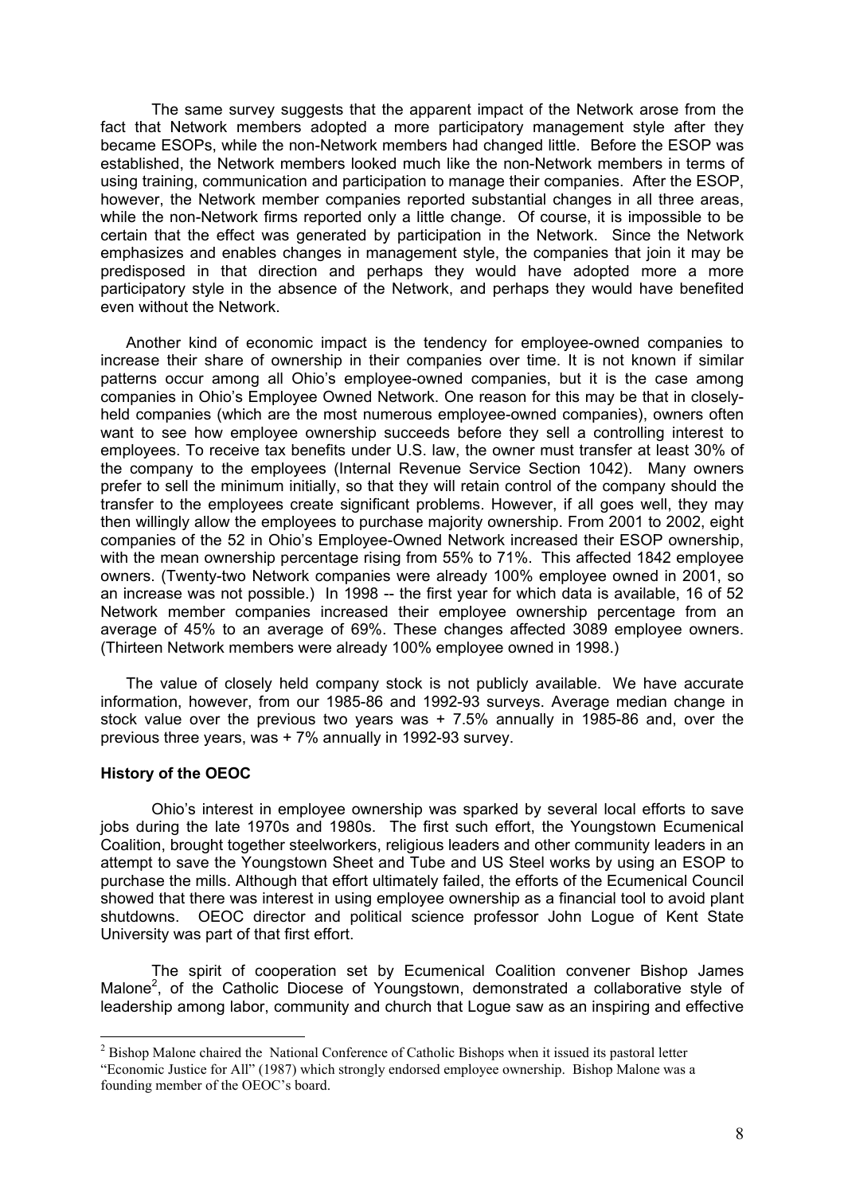The same survey suggests that the apparent impact of the Network arose from the fact that Network members adopted a more participatory management style after they became ESOPs, while the non-Network members had changed little. Before the ESOP was established, the Network members looked much like the non-Network members in terms of using training, communication and participation to manage their companies. After the ESOP, however, the Network member companies reported substantial changes in all three areas, while the non-Network firms reported only a little change. Of course, it is impossible to be certain that the effect was generated by participation in the Network. Since the Network emphasizes and enables changes in management style, the companies that join it may be predisposed in that direction and perhaps they would have adopted more a more participatory style in the absence of the Network, and perhaps they would have benefited even without the Network.

Another kind of economic impact is the tendency for employee-owned companies to increase their share of ownership in their companies over time. It is not known if similar patterns occur among all Ohio's employee-owned companies, but it is the case among companies in Ohio's Employee Owned Network. One reason for this may be that in closely-held companies (which are the most numerous employee-owned companies), owners often want to see how employee ownership succeeds before they sell a controlling interest to employees. To receive tax benefits under U.S. law, the owner must transfer at least 30% of the company to the employees (Internal Revenue Service Section 1042). Many owners prefer to sell the minimum initially, so that they will retain control of the company should the transfer to the employees create significant problems. However, if all goes well, they may then willingly allow the employees to purchase majority ownership. From 2001 to 2002, eight companies of the 52 in Ohio's Employee-Owned Network increased their ESOP ownership, with the mean ownership percentage rising from 55% to 71%. This affected 1842 employee owners. (Twenty-two Network companies were already 100% employee owned in 2001, so an increase was not possible.) In 1998 -- the first year for which data is available, 16 of 52 Network member companies increased their employee ownership percentage from an average of 45% to an average of 69%. These changes affected 3089 employee owners. (Thirteen Network members were already 100% employee owned in 1998.)

The value of closely held company stock is not publicly available. We have accurate information, however, from our 1985-86 and 1992-93 surveys. Average median change in stock value over the previous two years was + 7.5% annually in 1985-86 and, over the previous three years, was + 7% annually in 1992-93 survey.

### History of the OEOC

Ohio's interest in employee ownership was sparked by several local efforts to save jobs during the late 1970s and 1980s. The first such effort, the Youngstown Ecumenical Coalition, brought together steelworkers, religious leaders and other community leaders in an attempt to save the Youngstown Sheet and Tube and US Steel works by using an ESOP to purchase the mills. Although that effort ultimately failed, the efforts of the Ecumenical Council showed that there was interest in using employee ownership as a financial tool to avoid plant shutdowns. OEOC director and political science professor John Logue of Kent State University was part of that first effort.

The spirit of cooperation set by Ecumenical Coalition convener Bishop James Malone[2], of the Catholic Diocese of Youngstown, demonstrated a collaborative style of leadership among labor, community and church that Logue saw as an inspiring and effective

[2] Bishop Malone chaired the National Conference of Catholic Bishops when it issued its pastoral letter "Economic Justice for All" (1987) which strongly endorsed employee ownership. Bishop Malone was a founding member of the OEOC's board.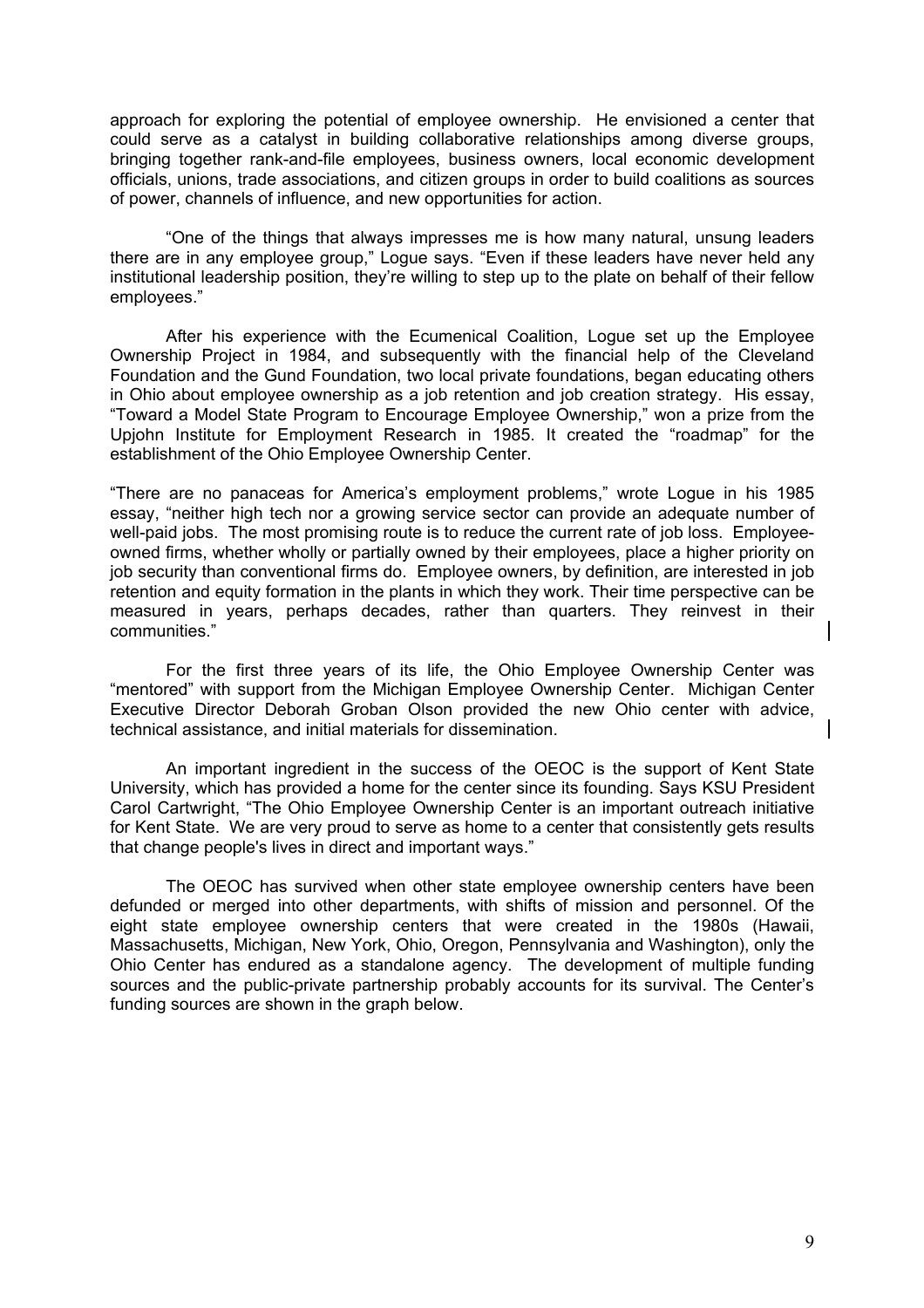approach for exploring the potential of employee ownership. He envisioned a center that could serve as a catalyst in building collaborative relationships among diverse groups, bringing together rank-and-file employees, business owners, local economic development officials, unions, trade associations, and citizen groups in order to build coalitions as sources of power, channels of influence, and new opportunities for action.

"One of the things that always impresses me is how many natural, unsung leaders there are in any employee group," Logue says. "Even if these leaders have never held any institutional leadership position, they're willing to step up to the plate on behalf of their fellow employees."

After his experience with the Ecumenical Coalition, Logue set up the Employee Ownership Project in 1984, and subsequently with the financial help of the Cleveland Foundation and the Gund Foundation, two local private foundations, began educating others in Ohio about employee ownership as a job retention and job creation strategy. His essay, "Toward a Model State Program to Encourage Employee Ownership," won a prize from the Upjohn Institute for Employment Research in 1985. It created the "roadmap" for the establishment of the Ohio Employee Ownership Center.

"There are no panaceas for America's employment problems," wrote Logue in his 1985 essay, "neither high tech nor a growing service sector can provide an adequate number of well-paid jobs. The most promising route is to reduce the current rate of job loss. Employee-owned firms, whether wholly or partially owned by their employees, place a higher priority on job security than conventional firms do. Employee owners, by definition, are interested in job retention and equity formation in the plants in which they work. Their time perspective can be measured in years, perhaps decades, rather than quarters. They reinvest in their communities."

For the first three years of its life, the Ohio Employee Ownership Center was "mentored" with support from the Michigan Employee Ownership Center. Michigan Center Executive Director Deborah Groban Olson provided the new Ohio center with advice, technical assistance, and initial materials for dissemination.

An important ingredient in the success of the OEOC is the support of Kent State University, which has provided a home for the center since its founding. Says KSU President Carol Cartwright, "The Ohio Employee Ownership Center is an important outreach initiative for Kent State. We are very proud to serve as home to a center that consistently gets results that change people's lives in direct and important ways."

The OEOC has survived when other state employee ownership centers have been defunded or merged into other departments, with shifts of mission and personnel. Of the eight state employee ownership centers that were created in the 1980s (Hawaii, Massachusetts, Michigan, New York, Ohio, Oregon, Pennsylvania and Washington), only the Ohio Center has endured as a standalone agency. The development of multiple funding sources and the public-private partnership probably accounts for its survival. The Center's funding sources are shown in the graph below.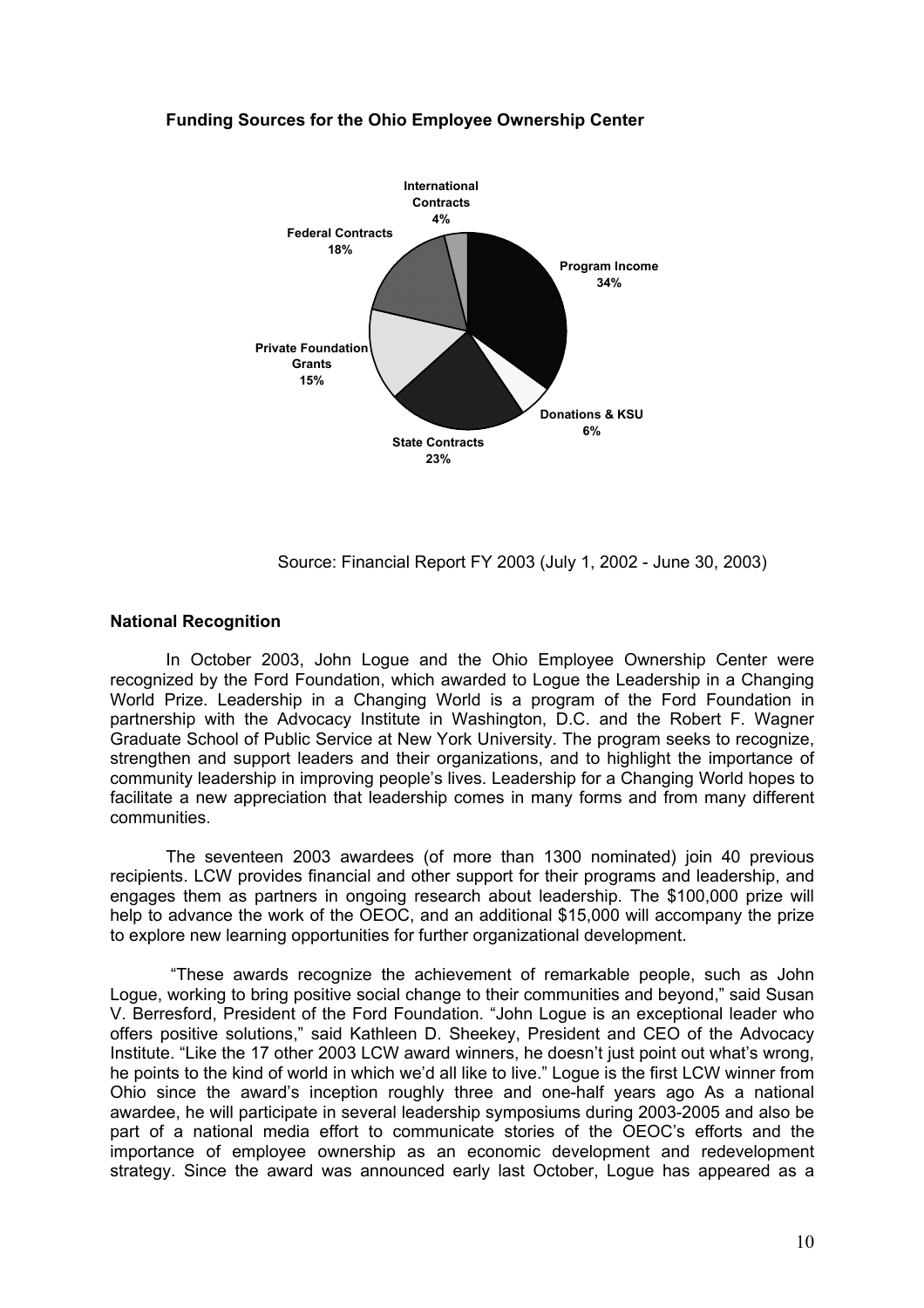**Funding Sources for the Ohio Employee Ownership Center**

| Funding Source | Percentage |
| --- | --- |
| Program Income | 34% |
| Donations & KSU | 6% |
| State Contracts | 23% |
| Private Foundation Grants | 15% |
| Federal Contracts | 18% |
| International Contracts | 4% |

Source: Financial Report FY 2003 (July 1, 2002 - June 30, 2003)

## National Recognition

In October 2003, John Logue and the Ohio Employee Ownership Center were recognized by the Ford Foundation, which awarded to Logue the Leadership in a Changing World Prize. Leadership in a Changing World is a program of the Ford Foundation in partnership with the Advocacy Institute in Washington, D.C. and the Robert F. Wagner Graduate School of Public Service at New York University. The program seeks to recognize, strengthen and support leaders and their organizations, and to highlight the importance of community leadership in improving people's lives. Leadership for a Changing World hopes to facilitate a new appreciation that leadership comes in many forms and from many different communities.

The seventeen 2003 awardees (of more than 1300 nominated) join 40 previous recipients. LCW provides financial and other support for their programs and leadership, and engages them as partners in ongoing research about leadership. The $100,000 prize will help to advance the work of the OEOC, and an additional $15,000 will accompany the prize to explore new learning opportunities for further organizational development.

"These awards recognize the achievement of remarkable people, such as John Logue, working to bring positive social change to their communities and beyond," said Susan V. Berresford, President of the Ford Foundation. "John Logue is an exceptional leader who offers positive solutions," said Kathleen D. Sheekey, President and CEO of the Advocacy Institute. "Like the 17 other 2003 LCW award winners, he doesn't just point out what's wrong, he points to the kind of world in which we'd all like to live." Logue is the first LCW winner from Ohio since the award's inception roughly three and one-half years ago As a national awardee, he will participate in several leadership symposiums during 2003-2005 and also be part of a national media effort to communicate stories of the OEOC's efforts and the importance of employee ownership as an economic development and redevelopment strategy. Since the award was announced early last October, Logue has appeared as a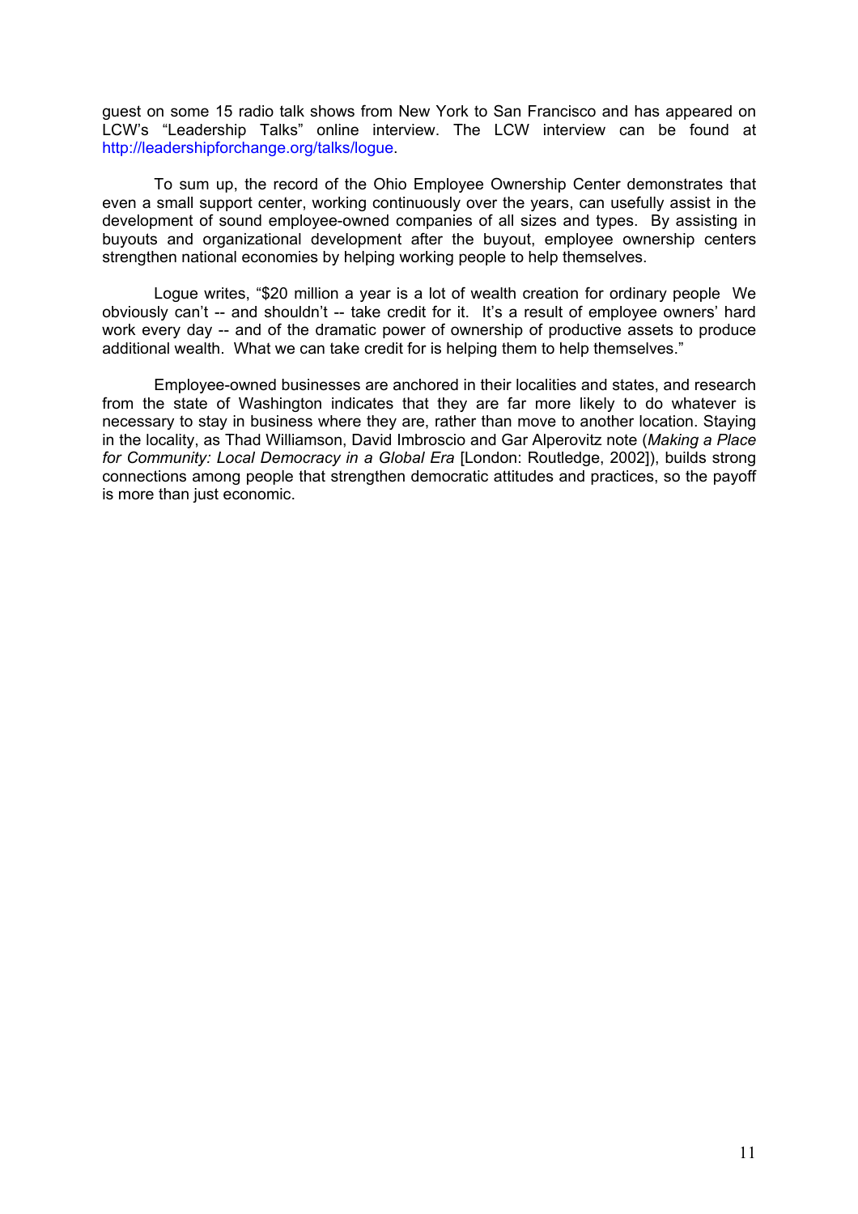guest on some 15 radio talk shows from New York to San Francisco and has appeared on LCW's "Leadership Talks" online interview. The LCW interview can be found at http://leadershipforchange.org/talks/logue.

To sum up, the record of the Ohio Employee Ownership Center demonstrates that even a small support center, working continuously over the years, can usefully assist in the development of sound employee-owned companies of all sizes and types. By assisting in buyouts and organizational development after the buyout, employee ownership centers strengthen national economies by helping working people to help themselves.

Logue writes, "$20 million a year is a lot of wealth creation for ordinary people We obviously can't -- and shouldn't -- take credit for it. It's a result of employee owners' hard work every day -- and of the dramatic power of ownership of productive assets to produce additional wealth. What we can take credit for is helping them to help themselves."

Employee-owned businesses are anchored in their localities and states, and research from the state of Washington indicates that they are far more likely to do whatever is necessary to stay in business where they are, rather than move to another location. Staying in the locality, as Thad Williamson, David Imbroscio and Gar Alperovitz note (*Making a Place for Community: Local Democracy in a Global Era* [London: Routledge, 2002]), builds strong connections among people that strengthen democratic attitudes and practices, so the payoff is more than just economic.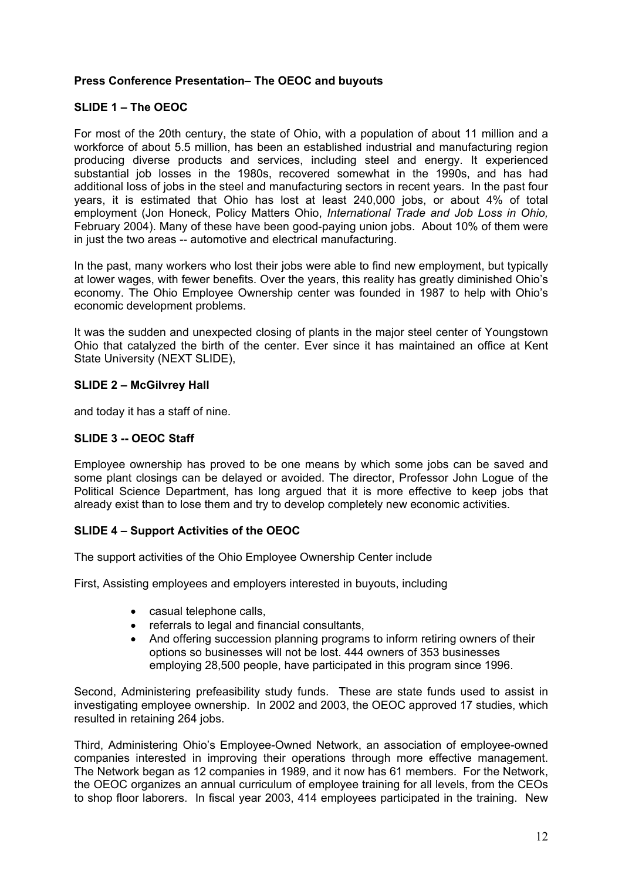**Press Conference Presentation– The OEOC and buyouts**

**SLIDE 1 – The OEOC**

For most of the 20th century, the state of Ohio, with a population of about 11 million and a workforce of about 5.5 million, has been an established industrial and manufacturing region producing diverse products and services, including steel and energy. It experienced substantial job losses in the 1980s, recovered somewhat in the 1990s, and has had additional loss of jobs in the steel and manufacturing sectors in recent years. In the past four years, it is estimated that Ohio has lost at least 240,000 jobs, or about 4% of total employment (Jon Honeck, Policy Matters Ohio, *International Trade and Job Loss in Ohio,* February 2004). Many of these have been good-paying union jobs. About 10% of them were in just the two areas -- automotive and electrical manufacturing.

In the past, many workers who lost their jobs were able to find new employment, but typically at lower wages, with fewer benefits. Over the years, this reality has greatly diminished Ohio's economy. The Ohio Employee Ownership center was founded in 1987 to help with Ohio's economic development problems.

It was the sudden and unexpected closing of plants in the major steel center of Youngstown Ohio that catalyzed the birth of the center. Ever since it has maintained an office at Kent State University (NEXT SLIDE),

**SLIDE 2 – McGilvrey Hall**

and today it has a staff of nine.

**SLIDE 3 -- OEOC Staff**

Employee ownership has proved to be one means by which some jobs can be saved and some plant closings can be delayed or avoided. The director, Professor John Logue of the Political Science Department, has long argued that it is more effective to keep jobs that already exist than to lose them and try to develop completely new economic activities.

**SLIDE 4 – Support Activities of the OEOC**

The support activities of the Ohio Employee Ownership Center include

First, Assisting employees and employers interested in buyouts, including

- casual telephone calls,
- referrals to legal and financial consultants,
- And offering succession planning programs to inform retiring owners of their options so businesses will not be lost. 444 owners of 353 businesses employing 28,500 people, have participated in this program since 1996.

Second, Administering prefeasibility study funds. These are state funds used to assist in investigating employee ownership. In 2002 and 2003, the OEOC approved 17 studies, which resulted in retaining 264 jobs.

Third, Administering Ohio's Employee-Owned Network, an association of employee-owned companies interested in improving their operations through more effective management. The Network began as 12 companies in 1989, and it now has 61 members. For the Network, the OEOC organizes an annual curriculum of employee training for all levels, from the CEOs to shop floor laborers. In fiscal year 2003, 414 employees participated in the training. New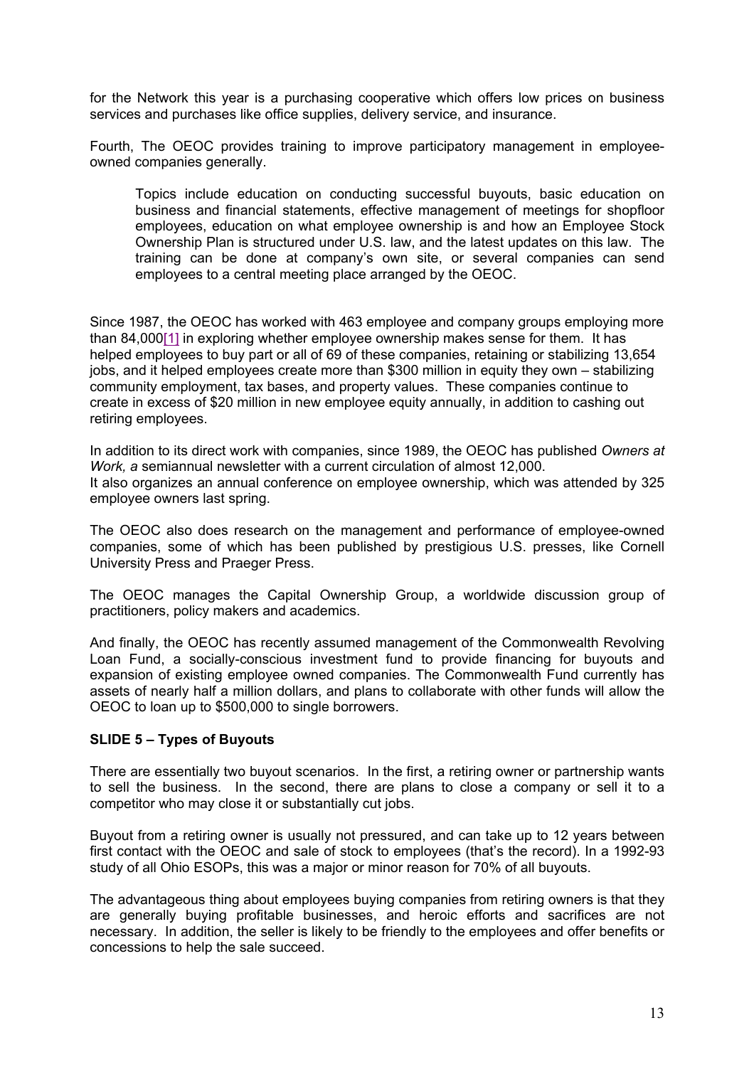for the Network this year is a purchasing cooperative which offers low prices on business services and purchases like office supplies, delivery service, and insurance.

Fourth, The OEOC provides training to improve participatory management in employee-owned companies generally.

> Topics include education on conducting successful buyouts, basic education on business and financial statements, effective management of meetings for shopfloor employees, education on what employee ownership is and how an Employee Stock Ownership Plan is structured under U.S. law, and the latest updates on this law. The training can be done at company's own site, or several companies can send employees to a central meeting place arranged by the OEOC.

Since 1987, the OEOC has worked with 463 employee and company groups employing more than 84,000[1] in exploring whether employee ownership makes sense for them. It has helped employees to buy part or all of 69 of these companies, retaining or stabilizing 13,654 jobs, and it helped employees create more than $300 million in equity they own – stabilizing community employment, tax bases, and property values. These companies continue to create in excess of $20 million in new employee equity annually, in addition to cashing out retiring employees.

In addition to its direct work with companies, since 1989, the OEOC has published *Owners at Work, a* semiannual newsletter with a current circulation of almost 12,000.
It also organizes an annual conference on employee ownership, which was attended by 325 employee owners last spring.

The OEOC also does research on the management and performance of employee-owned companies, some of which has been published by prestigious U.S. presses, like Cornell University Press and Praeger Press.

The OEOC manages the Capital Ownership Group, a worldwide discussion group of practitioners, policy makers and academics.

And finally, the OEOC has recently assumed management of the Commonwealth Revolving Loan Fund, a socially-conscious investment fund to provide financing for buyouts and expansion of existing employee owned companies. The Commonwealth Fund currently has assets of nearly half a million dollars, and plans to collaborate with other funds will allow the OEOC to loan up to $500,000 to single borrowers.

**SLIDE 5 – Types of Buyouts**

There are essentially two buyout scenarios. In the first, a retiring owner or partnership wants to sell the business. In the second, there are plans to close a company or sell it to a competitor who may close it or substantially cut jobs.

Buyout from a retiring owner is usually not pressured, and can take up to 12 years between first contact with the OEOC and sale of stock to employees (that's the record). In a 1992-93 study of all Ohio ESOPs, this was a major or minor reason for 70% of all buyouts.

The advantageous thing about employees buying companies from retiring owners is that they are generally buying profitable businesses, and heroic efforts and sacrifices are not necessary. In addition, the seller is likely to be friendly to the employees and offer benefits or concessions to help the sale succeed.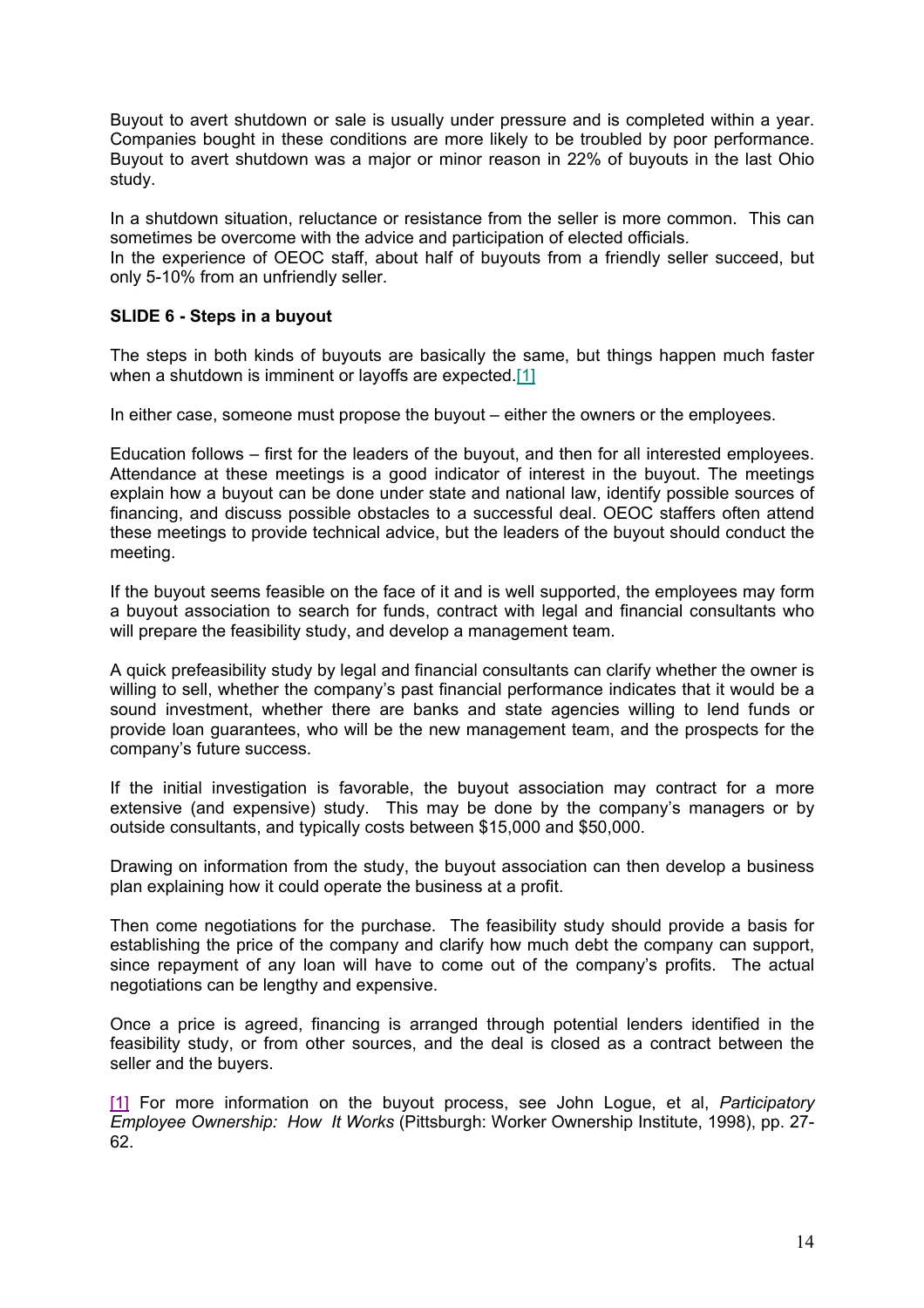Buyout to avert shutdown or sale is usually under pressure and is completed within a year. Companies bought in these conditions are more likely to be troubled by poor performance. Buyout to avert shutdown was a major or minor reason in 22% of buyouts in the last Ohio study.

In a shutdown situation, reluctance or resistance from the seller is more common. This can sometimes be overcome with the advice and participation of elected officials.
In the experience of OEOC staff, about half of buyouts from a friendly seller succeed, but only 5-10% from an unfriendly seller.

**SLIDE 6 - Steps in a buyout**

The steps in both kinds of buyouts are basically the same, but things happen much faster when a shutdown is imminent or layoffs are expected.[1]

In either case, someone must propose the buyout – either the owners or the employees.

Education follows – first for the leaders of the buyout, and then for all interested employees. Attendance at these meetings is a good indicator of interest in the buyout. The meetings explain how a buyout can be done under state and national law, identify possible sources of financing, and discuss possible obstacles to a successful deal. OEOC staffers often attend these meetings to provide technical advice, but the leaders of the buyout should conduct the meeting.

If the buyout seems feasible on the face of it and is well supported, the employees may form a buyout association to search for funds, contract with legal and financial consultants who will prepare the feasibility study, and develop a management team.

A quick prefeasibility study by legal and financial consultants can clarify whether the owner is willing to sell, whether the company's past financial performance indicates that it would be a sound investment, whether there are banks and state agencies willing to lend funds or provide loan guarantees, who will be the new management team, and the prospects for the company's future success.

If the initial investigation is favorable, the buyout association may contract for a more extensive (and expensive) study. This may be done by the company's managers or by outside consultants, and typically costs between $15,000 and $50,000.

Drawing on information from the study, the buyout association can then develop a business plan explaining how it could operate the business at a profit.

Then come negotiations for the purchase. The feasibility study should provide a basis for establishing the price of the company and clarify how much debt the company can support, since repayment of any loan will have to come out of the company's profits. The actual negotiations can be lengthy and expensive.

Once a price is agreed, financing is arranged through potential lenders identified in the feasibility study, or from other sources, and the deal is closed as a contract between the seller and the buyers.

[1] For more information on the buyout process, see John Logue, et al, *Participatory Employee Ownership: How It Works* (Pittsburgh: Worker Ownership Institute, 1998), pp. 27-62.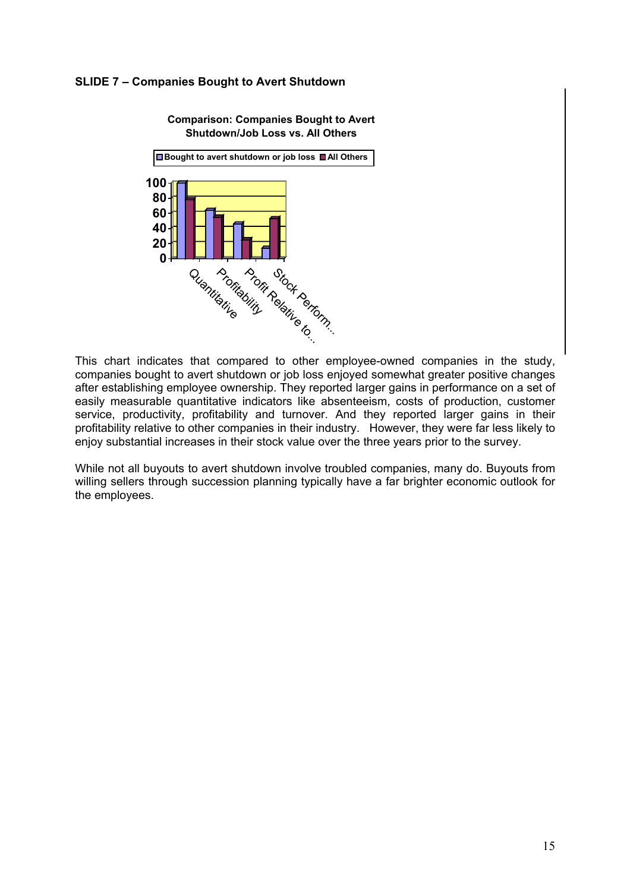**SLIDE 7 – Companies Bought to Avert Shutdown**

This chart indicates that compared to other employee-owned companies in the study, companies bought to avert shutdown or job loss enjoyed somewhat greater positive changes after establishing employee ownership. They reported larger gains in performance on a set of easily measurable quantitative indicators like absenteeism, costs of production, customer service, productivity, profitability and turnover. And they reported larger gains in their profitability relative to other companies in their industry. However, they were far less likely to enjoy substantial increases in their stock value over the three years prior to the survey.

While not all buyouts to avert shutdown involve troubled companies, many do. Buyouts from willing sellers through succession planning typically have a far brighter economic outlook for the employees.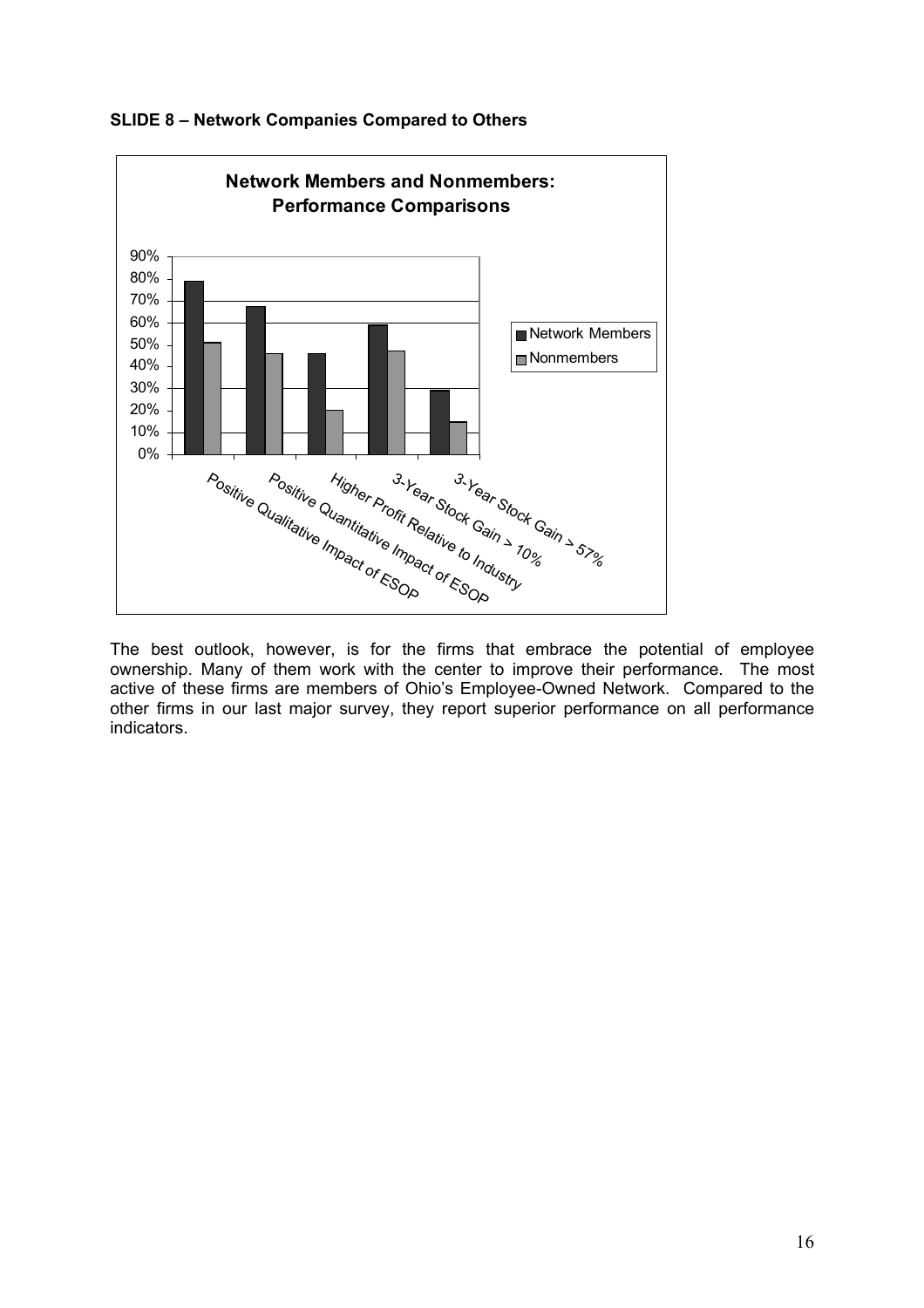**SLIDE 8 – Network Companies Compared to Others**

**Network Members and Nonmembers: Performance Comparisons**

90%
80%
70%
60%
50%
40%
30%
20%
10%
0%

Network Members
Nonmembers

Positive Qualitative Impact of ESOP
Positive Quantitative Impact of ESOP
Higher Profit Relative to Industry
3-Year Stock Gain > 10%
3-Year Stock Gain > 57%

The best outlook, however, is for the firms that embrace the potential of employee ownership. Many of them work with the center to improve their performance. The most active of these firms are members of Ohio's Employee-Owned Network. Compared to the other firms in our last major survey, they report superior performance on all performance indicators.